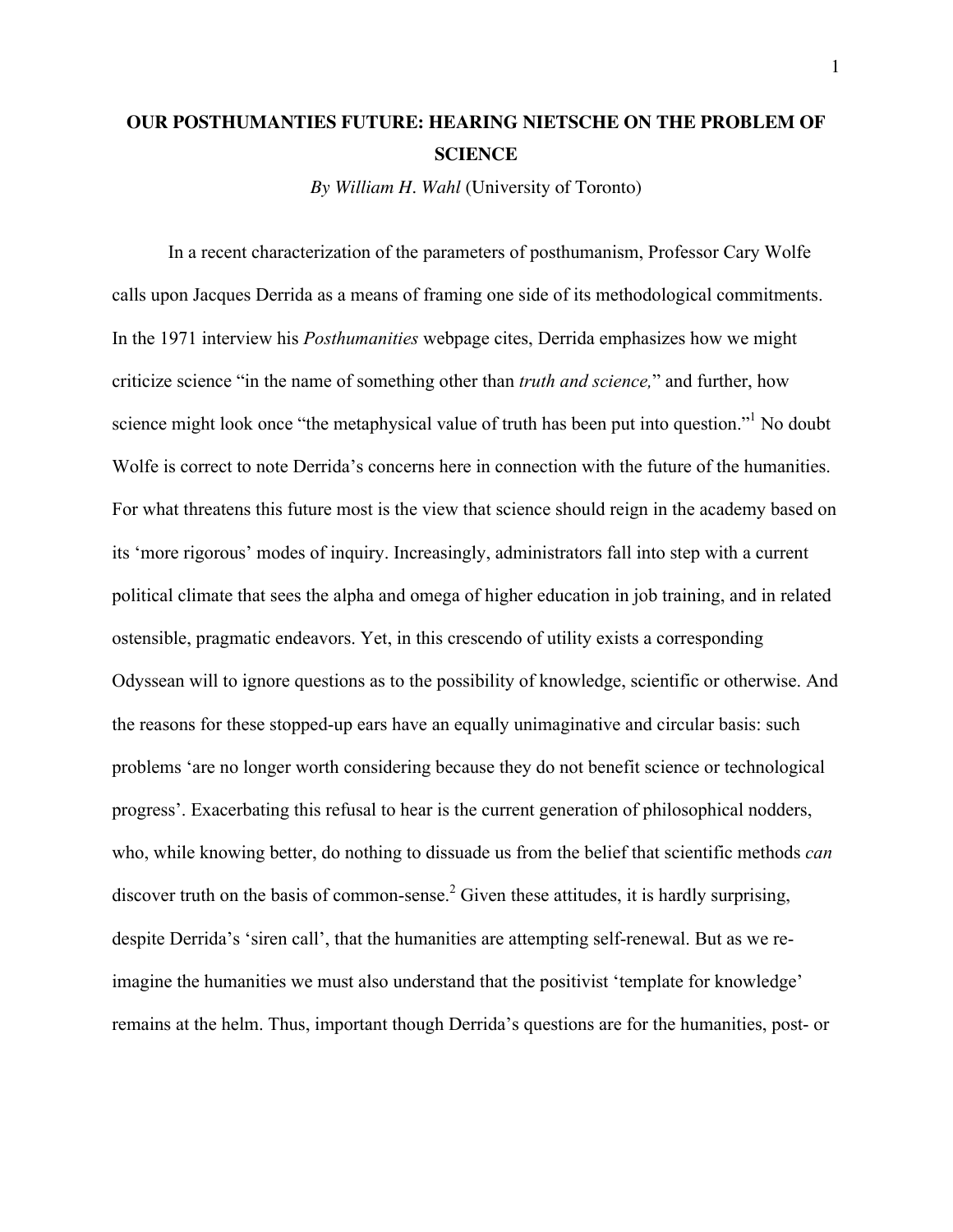# OUR POSTHUMANTIES FUTURE: HEARING NIETSCHE ON THE PROBLEM OF SCIENCE

*By William H. Wahl* (University of Toronto)

In a recent characterization of the parameters of posthumanism, Professor Cary Wolfe calls upon Jacques Derrida as a means of framing one side of its methodological commitments. In the 1971 interview his *Posthumanities* webpage cites, Derrida emphasizes how we might criticize science "in the name of something other than *truth and science,*" and further, how science might look once "the metaphysical value of truth has been put into question."[1] No doubt Wolfe is correct to note Derrida's concerns here in connection with the future of the humanities. For what threatens this future most is the view that science should reign in the academy based on its 'more rigorous' modes of inquiry. Increasingly, administrators fall into step with a current political climate that sees the alpha and omega of higher education in job training, and in related ostensible, pragmatic endeavors. Yet, in this crescendo of utility exists a corresponding Odyssean will to ignore questions as to the possibility of knowledge, scientific or otherwise. And the reasons for these stopped-up ears have an equally unimaginative and circular basis: such problems 'are no longer worth considering because they do not benefit science or technological progress'. Exacerbating this refusal to hear is the current generation of philosophical nodders, who, while knowing better, do nothing to dissuade us from the belief that scientific methods *can* discover truth on the basis of common-sense.[2] Given these attitudes, it is hardly surprising, despite Derrida's 'siren call', that the humanities are attempting self-renewal. But as we re-imagine the humanities we must also understand that the positivist 'template for knowledge' remains at the helm. Thus, important though Derrida's questions are for the humanities, post- or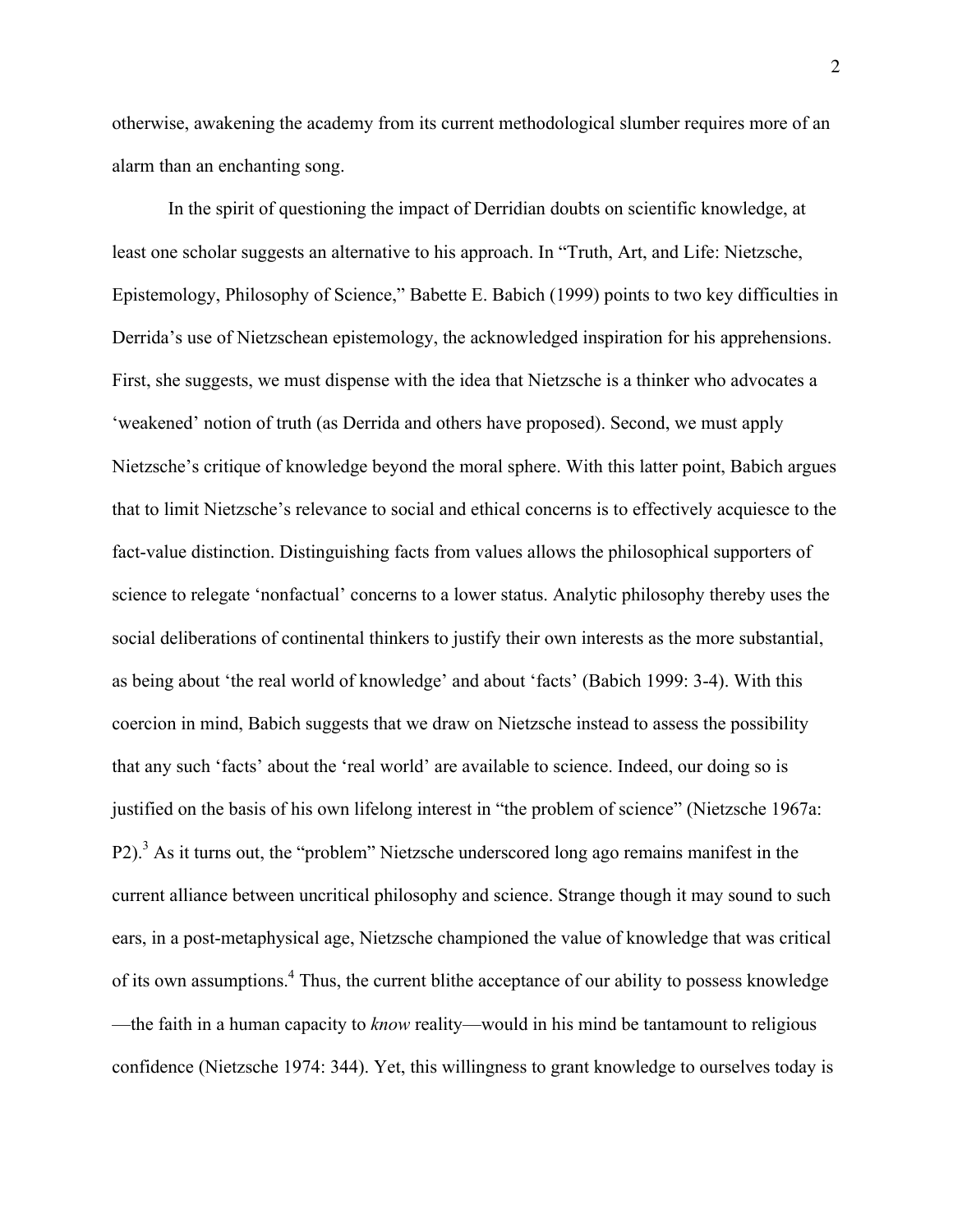otherwise, awakening the academy from its current methodological slumber requires more of an alarm than an enchanting song.

In the spirit of questioning the impact of Derridian doubts on scientific knowledge, at least one scholar suggests an alternative to his approach. In “Truth, Art, and Life: Nietzsche, Epistemology, Philosophy of Science,” Babette E. Babich (1999) points to two key difficulties in Derrida’s use of Nietzschean epistemology, the acknowledged inspiration for his apprehensions. First, she suggests, we must dispense with the idea that Nietzsche is a thinker who advocates a ‘weakened’ notion of truth (as Derrida and others have proposed). Second, we must apply Nietzsche’s critique of knowledge beyond the moral sphere. With this latter point, Babich argues that to limit Nietzsche’s relevance to social and ethical concerns is to effectively acquiesce to the fact-value distinction. Distinguishing facts from values allows the philosophical supporters of science to relegate ‘nonfactual’ concerns to a lower status. Analytic philosophy thereby uses the social deliberations of continental thinkers to justify their own interests as the more substantial, as being about ‘the real world of knowledge’ and about ‘facts’ (Babich 1999: 3-4). With this coercion in mind, Babich suggests that we draw on Nietzsche instead to assess the possibility that any such ‘facts’ about the ‘real world’ are available to science. Indeed, our doing so is justified on the basis of his own lifelong interest in “the problem of science” (Nietzsche 1967a: P2).[3] As it turns out, the “problem” Nietzsche underscored long ago remains manifest in the current alliance between uncritical philosophy and science. Strange though it may sound to such ears, in a post-metaphysical age, Nietzsche championed the value of knowledge that was critical of its own assumptions.[4] Thus, the current blithe acceptance of our ability to possess knowledge —the faith in a human capacity to *know* reality—would in his mind be tantamount to religious confidence (Nietzsche 1974: 344). Yet, this willingness to grant knowledge to ourselves today is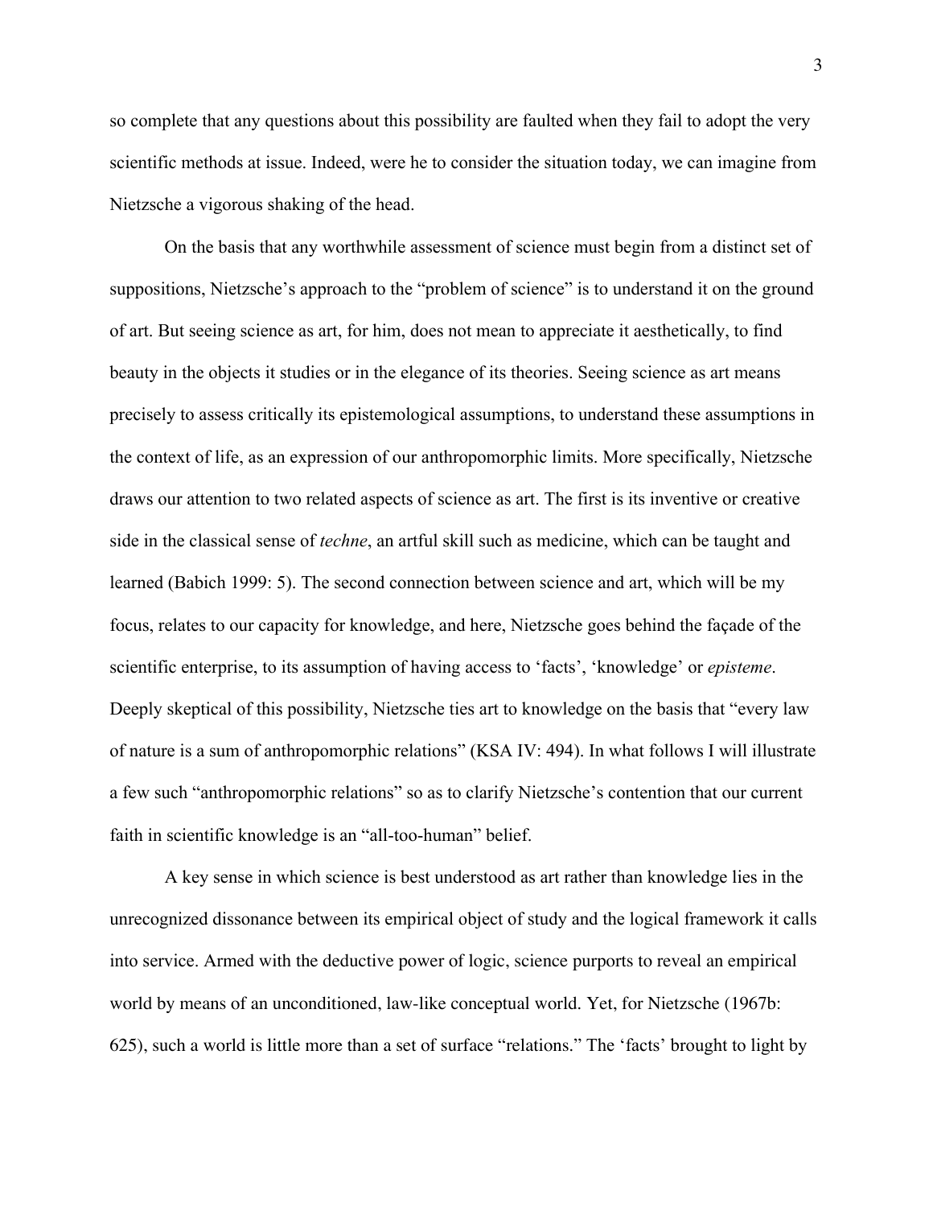so complete that any questions about this possibility are faulted when they fail to adopt the very scientific methods at issue. Indeed, were he to consider the situation today, we can imagine from Nietzsche a vigorous shaking of the head.

On the basis that any worthwhile assessment of science must begin from a distinct set of suppositions, Nietzsche's approach to the "problem of science" is to understand it on the ground of art. But seeing science as art, for him, does not mean to appreciate it aesthetically, to find beauty in the objects it studies or in the elegance of its theories. Seeing science as art means precisely to assess critically its epistemological assumptions, to understand these assumptions in the context of life, as an expression of our anthropomorphic limits. More specifically, Nietzsche draws our attention to two related aspects of science as art. The first is its inventive or creative side in the classical sense of *techne*, an artful skill such as medicine, which can be taught and learned (Babich 1999: 5). The second connection between science and art, which will be my focus, relates to our capacity for knowledge, and here, Nietzsche goes behind the façade of the scientific enterprise, to its assumption of having access to 'facts', 'knowledge' or *episteme*. Deeply skeptical of this possibility, Nietzsche ties art to knowledge on the basis that "every law of nature is a sum of anthropomorphic relations" (KSA IV: 494). In what follows I will illustrate a few such "anthropomorphic relations" so as to clarify Nietzsche's contention that our current faith in scientific knowledge is an "all-too-human" belief.

A key sense in which science is best understood as art rather than knowledge lies in the unrecognized dissonance between its empirical object of study and the logical framework it calls into service. Armed with the deductive power of logic, science purports to reveal an empirical world by means of an unconditioned, law-like conceptual world. Yet, for Nietzsche (1967b: 625), such a world is little more than a set of surface "relations." The 'facts' brought to light by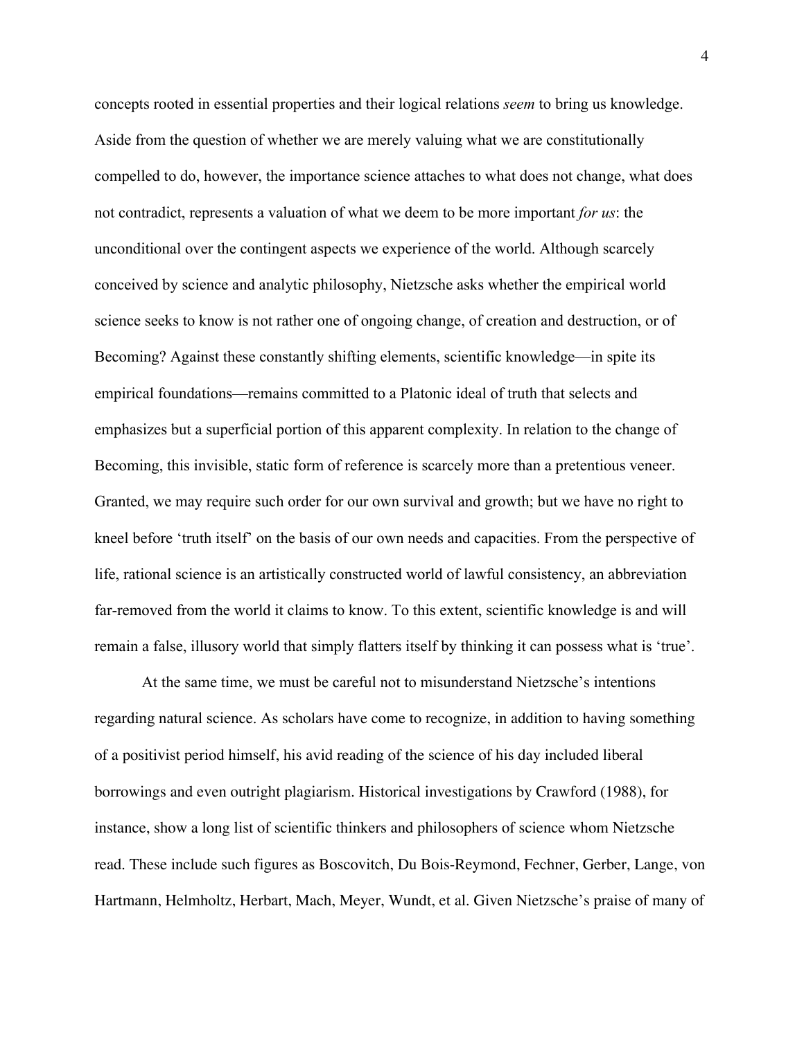concepts rooted in essential properties and their logical relations *seem* to bring us knowledge. Aside from the question of whether we are merely valuing what we are constitutionally compelled to do, however, the importance science attaches to what does not change, what does not contradict, represents a valuation of what we deem to be more important *for us*: the unconditional over the contingent aspects we experience of the world. Although scarcely conceived by science and analytic philosophy, Nietzsche asks whether the empirical world science seeks to know is not rather one of ongoing change, of creation and destruction, or of Becoming? Against these constantly shifting elements, scientific knowledge—in spite its empirical foundations—remains committed to a Platonic ideal of truth that selects and emphasizes but a superficial portion of this apparent complexity. In relation to the change of Becoming, this invisible, static form of reference is scarcely more than a pretentious veneer. Granted, we may require such order for our own survival and growth; but we have no right to kneel before 'truth itself' on the basis of our own needs and capacities. From the perspective of life, rational science is an artistically constructed world of lawful consistency, an abbreviation far-removed from the world it claims to know. To this extent, scientific knowledge is and will remain a false, illusory world that simply flatters itself by thinking it can possess what is 'true'.

At the same time, we must be careful not to misunderstand Nietzsche's intentions regarding natural science. As scholars have come to recognize, in addition to having something of a positivist period himself, his avid reading of the science of his day included liberal borrowings and even outright plagiarism. Historical investigations by Crawford (1988), for instance, show a long list of scientific thinkers and philosophers of science whom Nietzsche read. These include such figures as Boscovitch, Du Bois-Reymond, Fechner, Gerber, Lange, von Hartmann, Helmholtz, Herbart, Mach, Meyer, Wundt, et al. Given Nietzsche's praise of many of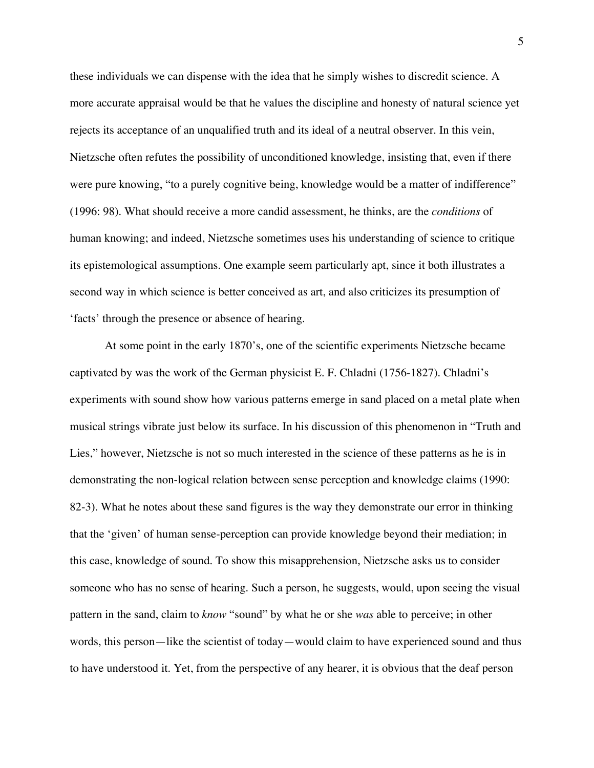these individuals we can dispense with the idea that he simply wishes to discredit science. A more accurate appraisal would be that he values the discipline and honesty of natural science yet rejects its acceptance of an unqualified truth and its ideal of a neutral observer. In this vein, Nietzsche often refutes the possibility of unconditioned knowledge, insisting that, even if there were pure knowing, "to a purely cognitive being, knowledge would be a matter of indifference" (1996: 98). What should receive a more candid assessment, he thinks, are the *conditions* of human knowing; and indeed, Nietzsche sometimes uses his understanding of science to critique its epistemological assumptions. One example seem particularly apt, since it both illustrates a second way in which science is better conceived as art, and also criticizes its presumption of 'facts' through the presence or absence of hearing.

At some point in the early 1870's, one of the scientific experiments Nietzsche became captivated by was the work of the German physicist E. F. Chladni (1756-1827). Chladni's experiments with sound show how various patterns emerge in sand placed on a metal plate when musical strings vibrate just below its surface. In his discussion of this phenomenon in "Truth and Lies," however, Nietzsche is not so much interested in the science of these patterns as he is in demonstrating the non-logical relation between sense perception and knowledge claims (1990: 82-3). What he notes about these sand figures is the way they demonstrate our error in thinking that the 'given' of human sense-perception can provide knowledge beyond their mediation; in this case, knowledge of sound. To show this misapprehension, Nietzsche asks us to consider someone who has no sense of hearing. Such a person, he suggests, would, upon seeing the visual pattern in the sand, claim to *know* "sound" by what he or she *was* able to perceive; in other words, this person—like the scientist of today—would claim to have experienced sound and thus to have understood it. Yet, from the perspective of any hearer, it is obvious that the deaf person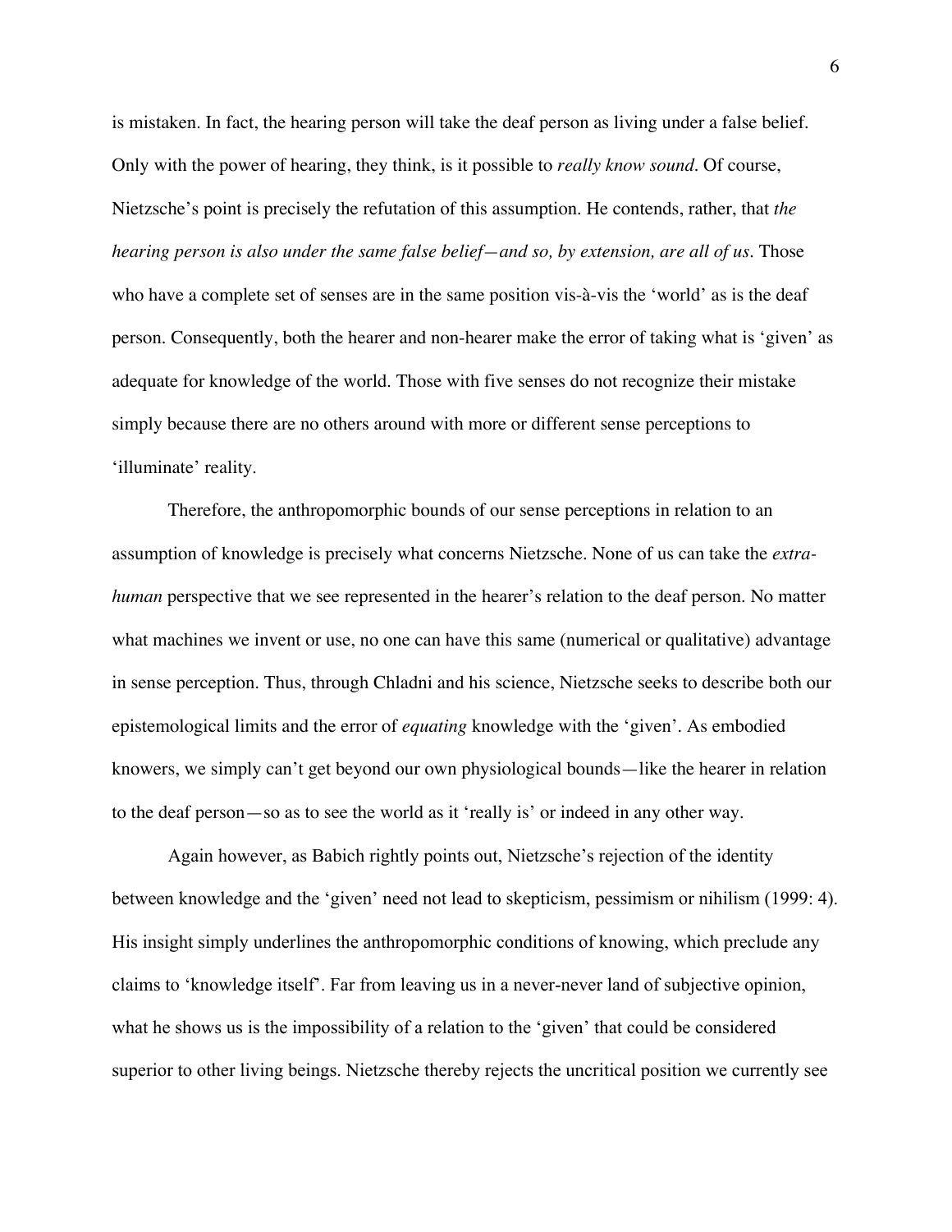is mistaken. In fact, the hearing person will take the deaf person as living under a false belief. Only with the power of hearing, they think, is it possible to *really know sound*. Of course, Nietzsche's point is precisely the refutation of this assumption. He contends, rather, that *the hearing person is also under the same false belief—and so, by extension, are all of us*. Those who have a complete set of senses are in the same position vis-à-vis the 'world' as is the deaf person. Consequently, both the hearer and non-hearer make the error of taking what is 'given' as adequate for knowledge of the world. Those with five senses do not recognize their mistake simply because there are no others around with more or different sense perceptions to 'illuminate' reality.

Therefore, the anthropomorphic bounds of our sense perceptions in relation to an assumption of knowledge is precisely what concerns Nietzsche. None of us can take the *extra-human* perspective that we see represented in the hearer's relation to the deaf person. No matter what machines we invent or use, no one can have this same (numerical or qualitative) advantage in sense perception. Thus, through Chladni and his science, Nietzsche seeks to describe both our epistemological limits and the error of *equating* knowledge with the 'given'. As embodied knowers, we simply can't get beyond our own physiological bounds—like the hearer in relation to the deaf person—so as to see the world as it 'really is' or indeed in any other way.

Again however, as Babich rightly points out, Nietzsche's rejection of the identity between knowledge and the 'given' need not lead to skepticism, pessimism or nihilism (1999: 4). His insight simply underlines the anthropomorphic conditions of knowing, which preclude any claims to 'knowledge itself'. Far from leaving us in a never-never land of subjective opinion, what he shows us is the impossibility of a relation to the 'given' that could be considered superior to other living beings. Nietzsche thereby rejects the uncritical position we currently see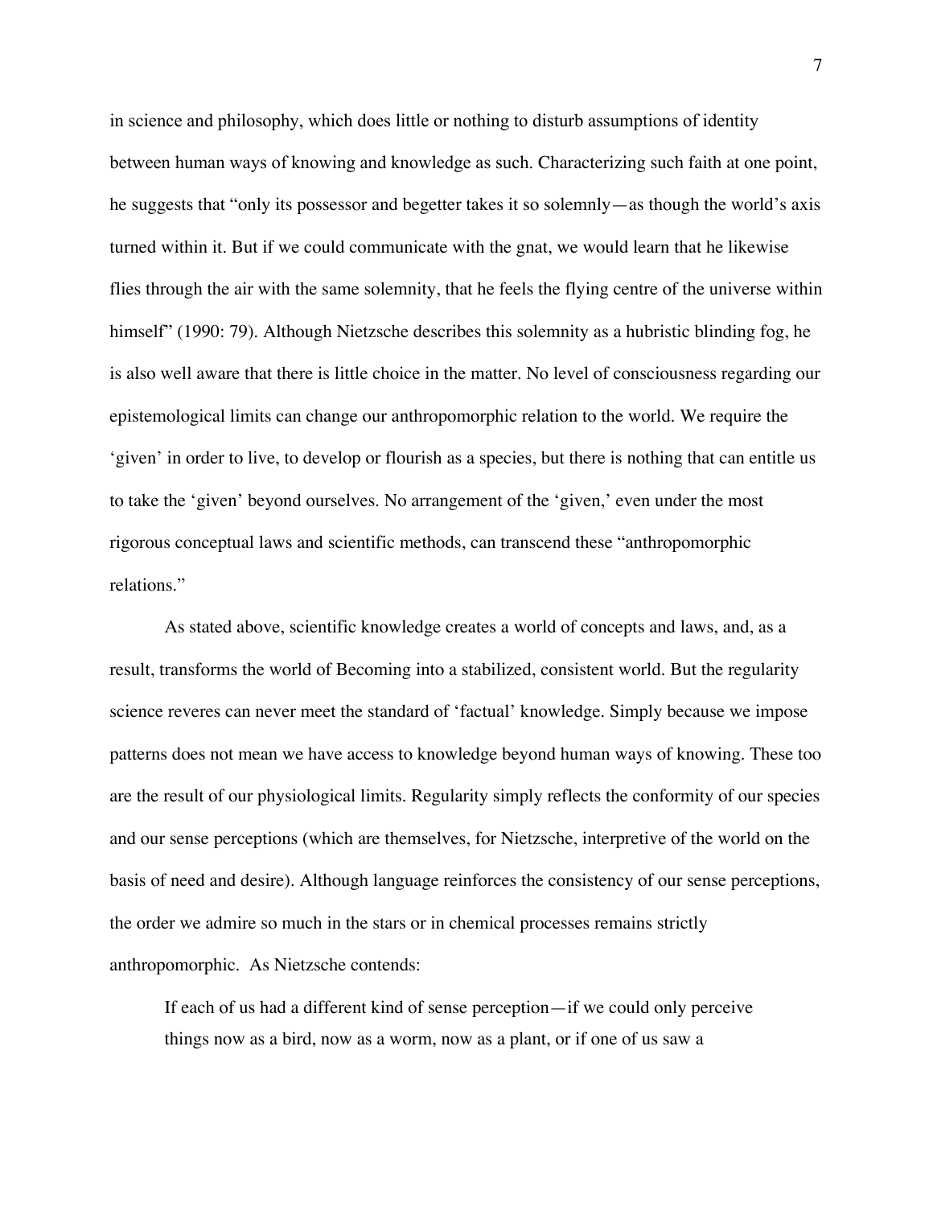in science and philosophy, which does little or nothing to disturb assumptions of identity between human ways of knowing and knowledge as such. Characterizing such faith at one point, he suggests that "only its possessor and begetter takes it so solemnly—as though the world's axis turned within it. But if we could communicate with the gnat, we would learn that he likewise flies through the air with the same solemnity, that he feels the flying centre of the universe within himself" (1990: 79). Although Nietzsche describes this solemnity as a hubristic blinding fog, he is also well aware that there is little choice in the matter. No level of consciousness regarding our epistemological limits can change our anthropomorphic relation to the world. We require the 'given' in order to live, to develop or flourish as a species, but there is nothing that can entitle us to take the 'given' beyond ourselves. No arrangement of the 'given,' even under the most rigorous conceptual laws and scientific methods, can transcend these "anthropomorphic relations."

As stated above, scientific knowledge creates a world of concepts and laws, and, as a result, transforms the world of Becoming into a stabilized, consistent world. But the regularity science reveres can never meet the standard of 'factual' knowledge. Simply because we impose patterns does not mean we have access to knowledge beyond human ways of knowing. These too are the result of our physiological limits. Regularity simply reflects the conformity of our species and our sense perceptions (which are themselves, for Nietzsche, interpretive of the world on the basis of need and desire). Although language reinforces the consistency of our sense perceptions, the order we admire so much in the stars or in chemical processes remains strictly anthropomorphic. As Nietzsche contends:

> If each of us had a different kind of sense perception—if we could only perceive things now as a bird, now as a worm, now as a plant, or if one of us saw a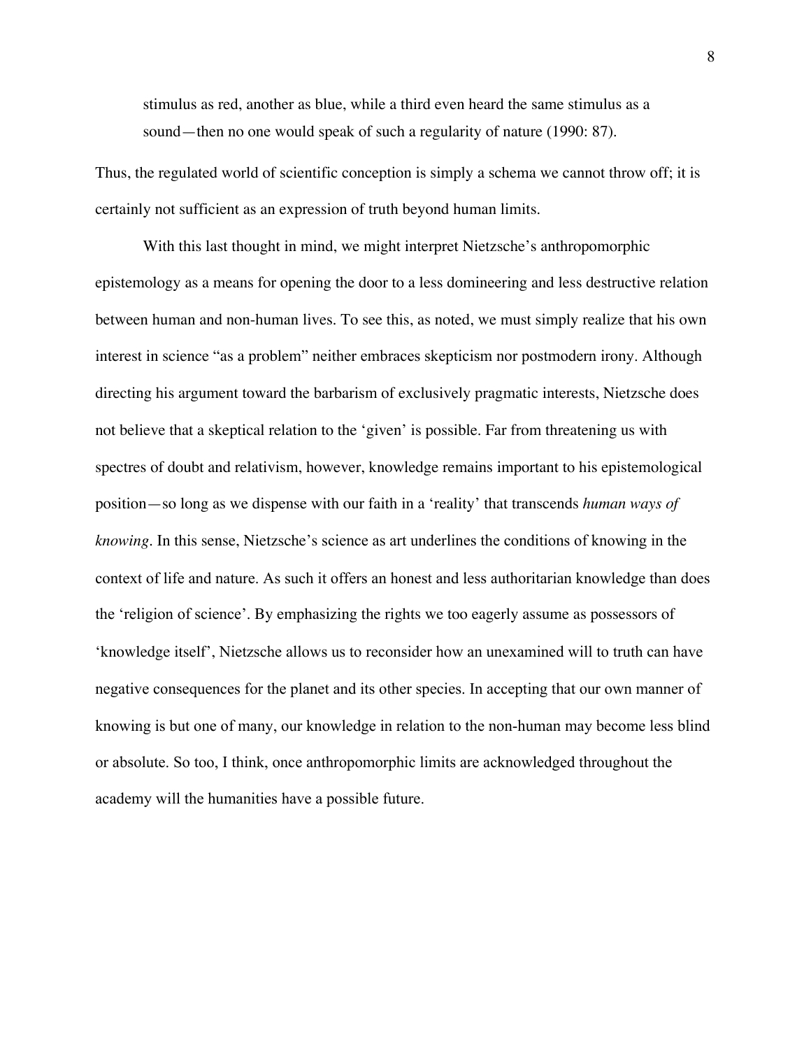> stimulus as red, another as blue, while a third even heard the same stimulus as a sound—then no one would speak of such a regularity of nature (1990: 87).

Thus, the regulated world of scientific conception is simply a schema we cannot throw off; it is certainly not sufficient as an expression of truth beyond human limits.

With this last thought in mind, we might interpret Nietzsche's anthropomorphic epistemology as a means for opening the door to a less domineering and less destructive relation between human and non-human lives. To see this, as noted, we must simply realize that his own interest in science "as a problem" neither embraces skepticism nor postmodern irony. Although directing his argument toward the barbarism of exclusively pragmatic interests, Nietzsche does not believe that a skeptical relation to the 'given' is possible. Far from threatening us with spectres of doubt and relativism, however, knowledge remains important to his epistemological position—so long as we dispense with our faith in a 'reality' that transcends *human ways of knowing*. In this sense, Nietzsche's science as art underlines the conditions of knowing in the context of life and nature. As such it offers an honest and less authoritarian knowledge than does the 'religion of science'. By emphasizing the rights we too eagerly assume as possessors of 'knowledge itself', Nietzsche allows us to reconsider how an unexamined will to truth can have negative consequences for the planet and its other species. In accepting that our own manner of knowing is but one of many, our knowledge in relation to the non-human may become less blind or absolute. So too, I think, once anthropomorphic limits are acknowledged throughout the academy will the humanities have a possible future.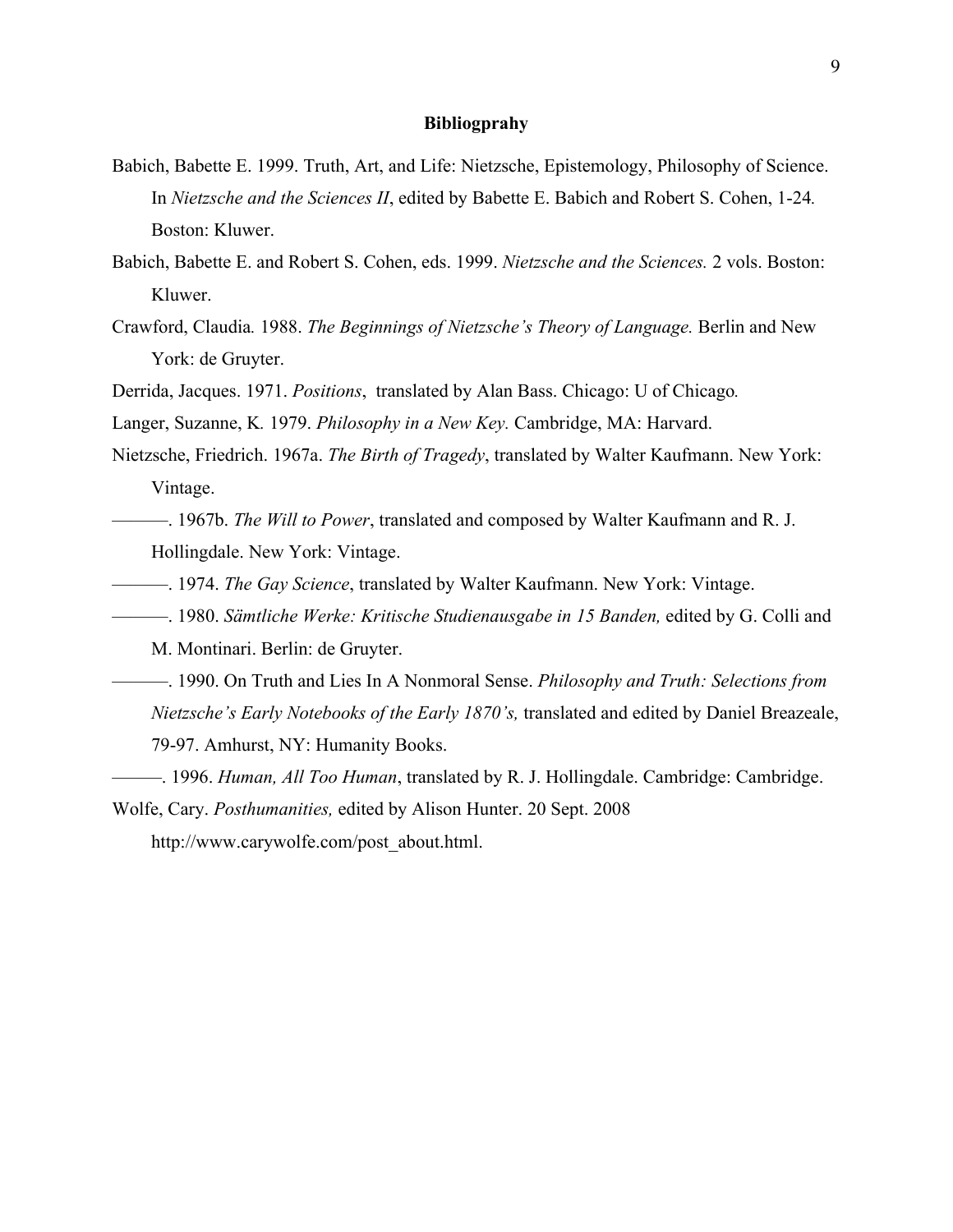**Bibliogprahy**

Babich, Babette E. 1999. Truth, Art, and Life: Nietzsche, Epistemology, Philosophy of Science. In *Nietzsche and the Sciences II*, edited by Babette E. Babich and Robert S. Cohen, 1-24. Boston: Kluwer.

Babich, Babette E. and Robert S. Cohen, eds. 1999. *Nietzsche and the Sciences.* 2 vols. Boston: Kluwer.

Crawford, Claudia. 1988. *The Beginnings of Nietzsche's Theory of Language.* Berlin and New York: de Gruyter.

Derrida, Jacques. 1971. *Positions*, translated by Alan Bass. Chicago: U of Chicago.

Langer, Suzanne, K. 1979. *Philosophy in a New Key.* Cambridge, MA: Harvard.

Nietzsche, Friedrich. 1967a. *The Birth of Tragedy*, translated by Walter Kaufmann. New York: Vintage.

———. 1967b. *The Will to Power*, translated and composed by Walter Kaufmann and R. J. Hollingdale. New York: Vintage.

———. 1974. *The Gay Science*, translated by Walter Kaufmann. New York: Vintage.

———. 1980. *Sämtliche Werke: Kritische Studienausgabe in 15 Banden,* edited by G. Colli and M. Montinari. Berlin: de Gruyter.

———. 1990. On Truth and Lies In A Nonmoral Sense. *Philosophy and Truth: Selections from Nietzsche's Early Notebooks of the Early 1870's,* translated and edited by Daniel Breazeale, 79-97. Amhurst, NY: Humanity Books.

———. 1996. *Human, All Too Human*, translated by R. J. Hollingdale. Cambridge: Cambridge.

Wolfe, Cary. *Posthumanities,* edited by Alison Hunter. 20 Sept. 2008 http://www.carywolfe.com/post_about.html.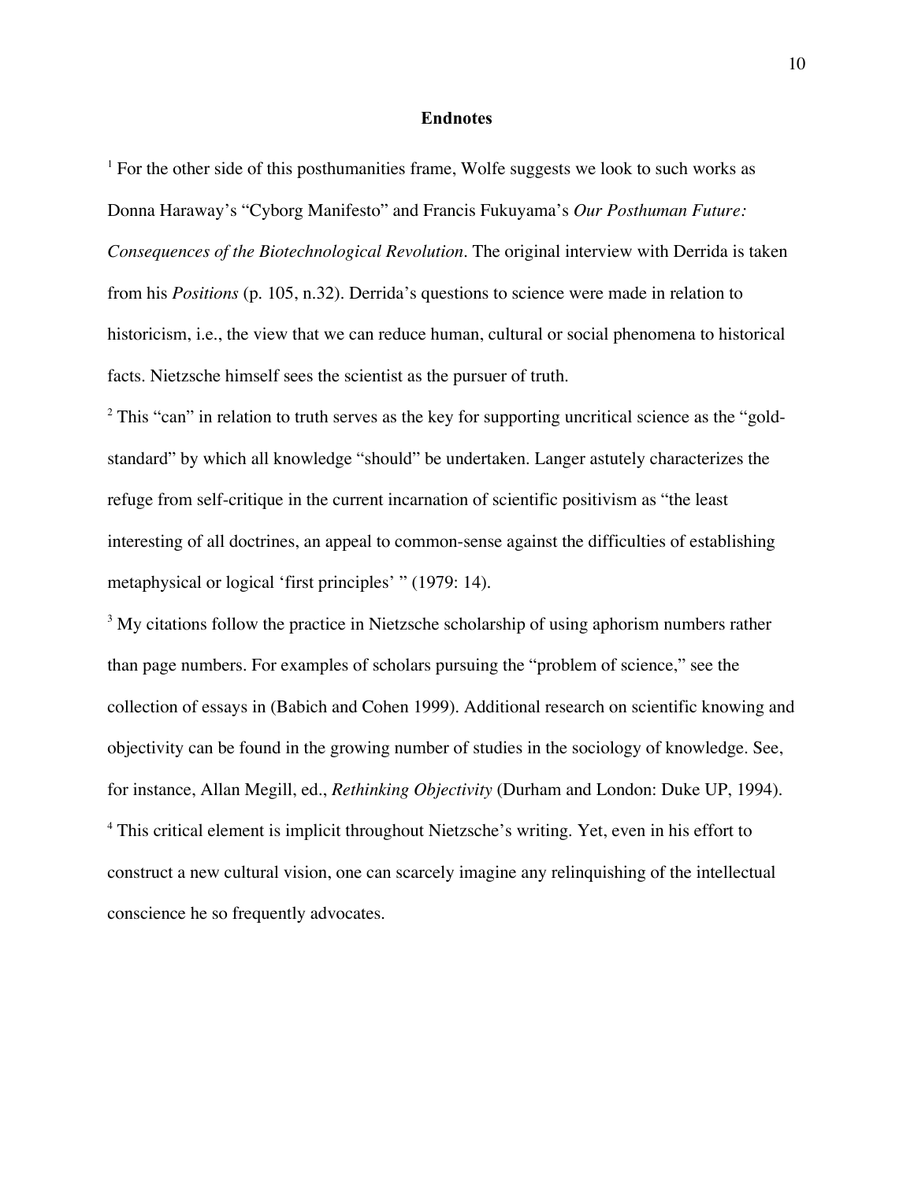## Endnotes

[1] For the other side of this posthumanities frame, Wolfe suggests we look to such works as Donna Haraway's "Cyborg Manifesto" and Francis Fukuyama's *Our Posthuman Future: Consequences of the Biotechnological Revolution*. The original interview with Derrida is taken from his *Positions* (p. 105, n.32). Derrida's questions to science were made in relation to historicism, i.e., the view that we can reduce human, cultural or social phenomena to historical facts. Nietzsche himself sees the scientist as the pursuer of truth.

[2] This "can" in relation to truth serves as the key for supporting uncritical science as the "gold-standard" by which all knowledge "should" be undertaken. Langer astutely characterizes the refuge from self-critique in the current incarnation of scientific positivism as "the least interesting of all doctrines, an appeal to common-sense against the difficulties of establishing metaphysical or logical 'first principles' " (1979: 14).

[3] My citations follow the practice in Nietzsche scholarship of using aphorism numbers rather than page numbers. For examples of scholars pursuing the "problem of science," see the collection of essays in (Babich and Cohen 1999). Additional research on scientific knowing and objectivity can be found in the growing number of studies in the sociology of knowledge. See, for instance, Allan Megill, ed., *Rethinking Objectivity* (Durham and London: Duke UP, 1994).

[4] This critical element is implicit throughout Nietzsche's writing. Yet, even in his effort to construct a new cultural vision, one can scarcely imagine any relinquishing of the intellectual conscience he so frequently advocates.